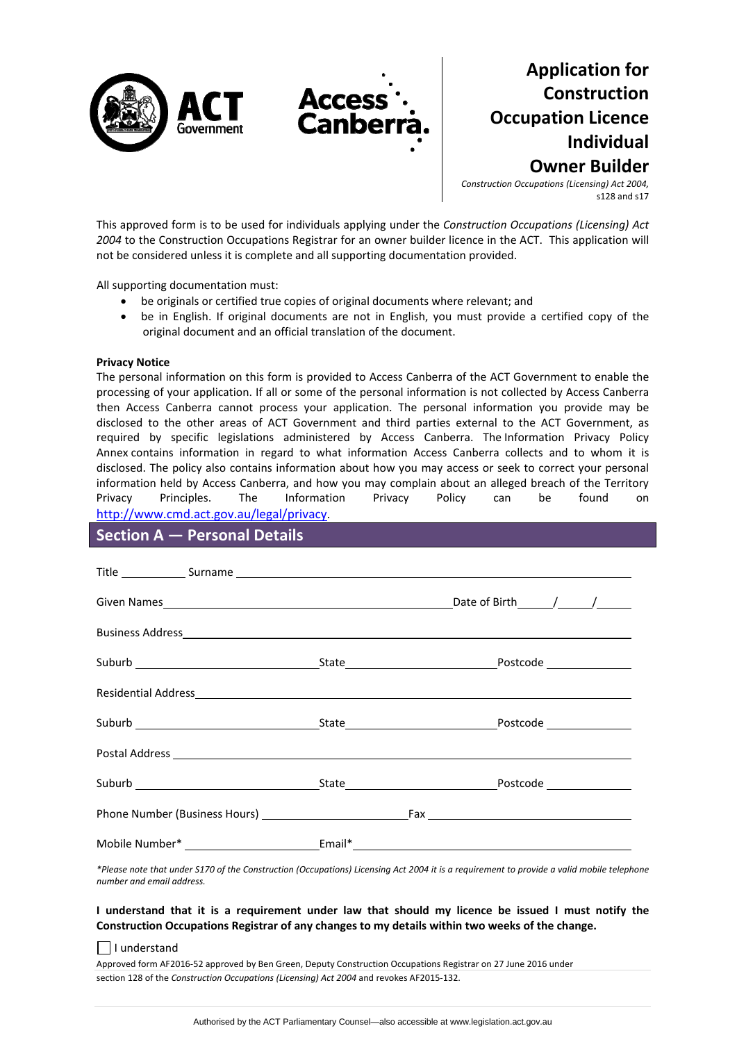# Application for Construction Occupation Licence Individual Owner Builder

*Construction Occupations (Licensing) Act 2004,* s128 and s17

This approved form is to be used for individuals applying under the *Construction Occupations (Licensing) Act 2004* to the Construction Occupations Registrar for an owner builder licence in the ACT. This application will not be considered unless it is complete and all supporting documentation provided.

All supporting documentation must:

- be originals or certified true copies of original documents where relevant; and
- be in English. If original documents are not in English, you must provide a certified copy of the original document and an official translation of the document.

**Privacy Notice**

The personal information on this form is provided to Access Canberra of the ACT Government to enable the processing of your application. If all or some of the personal information is not collected by Access Canberra then Access Canberra cannot process your application. The personal information you provide may be disclosed to the other areas of ACT Government and third parties external to the ACT Government, as required by specific legislations administered by Access Canberra. The Information Privacy Policy Annex contains information in regard to what information Access Canberra collects and to whom it is disclosed. The policy also contains information about how you may access or seek to correct your personal information held by Access Canberra, and how you may complain about an alleged breach of the Territory Privacy Principles. The Information Privacy Policy can be found on http://www.cmd.act.gov.au/legal/privacy.

## Section A — Personal Details

Title __________ Surname ______________________________

Given Names ______________________________ Date of Birth ____/____/____

Business Address ______________________________

Suburb ______________ State ______________ Postcode __________

Residential Address ______________________________

Suburb ______________ State ______________ Postcode __________

Postal Address ______________________________

Suburb ______________ State ______________ Postcode __________

Phone Number (Business Hours) ______________ Fax ______________

Mobile Number* ______________ Email* ______________________

*\*Please note that under S170 of the Construction (Occupations) Licensing Act 2004 it is a requirement to provide a valid mobile telephone number and email address.*

**I understand that it is a requirement under law that should my licence be issued I must notify the Construction Occupations Registrar of any changes to my details within two weeks of the change.**

☐ I understand

Approved form AF2016-52 approved by Ben Green, Deputy Construction Occupations Registrar on 27 June 2016 under section 128 of the *Construction Occupations (Licensing) Act 2004* and revokes AF2015-132.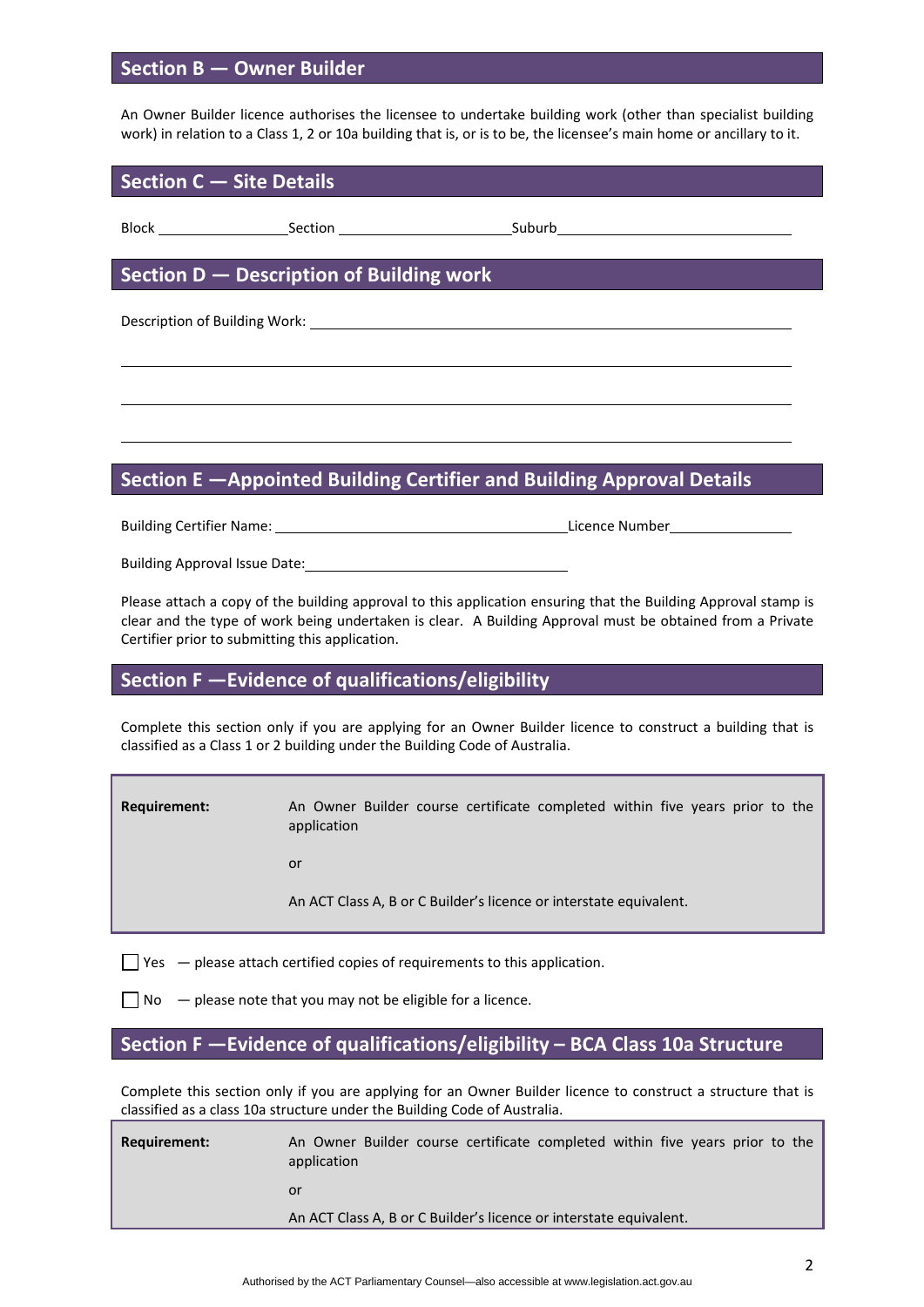## Section B — Owner Builder

An Owner Builder licence authorises the licensee to undertake building work (other than specialist building work) in relation to a Class 1, 2 or 10a building that is, or is to be, the licensee's main home or ancillary to it.

## Section C — Site Details

Block ________________ Section ____________________ Suburb ______________________________

## Section D — Description of Building work

Description of Building Work: ____________________________________________________

______________________________________________________________________________

______________________________________________________________________________

______________________________________________________________________________

## Section E —Appointed Building Certifier and Building Approval Details

Building Certifier Name: ____________________________________ Licence Number ______________

Building Approval Issue Date: __________________________________

Please attach a copy of the building approval to this application ensuring that the Building Approval stamp is clear and the type of work being undertaken is clear. A Building Approval must be obtained from a Private Certifier prior to submitting this application.

## Section F —Evidence of qualifications/eligibility

Complete this section only if you are applying for an Owner Builder licence to construct a building that is classified as a Class 1 or 2 building under the Building Code of Australia.

| | |
|---|---|
| **Requirement:** | An Owner Builder course certificate completed within five years prior to the application<br><br>or<br><br>An ACT Class A, B or C Builder's licence or interstate equivalent. |

☐ Yes — please attach certified copies of requirements to this application.

☐ No — please note that you may not be eligible for a licence.

## Section F —Evidence of qualifications/eligibility – BCA Class 10a Structure

Complete this section only if you are applying for an Owner Builder licence to construct a structure that is classified as a class 10a structure under the Building Code of Australia.

| | |
|---|---|
| **Requirement:** | An Owner Builder course certificate completed within five years prior to the application<br><br>or<br><br>An ACT Class A, B or C Builder's licence or interstate equivalent. |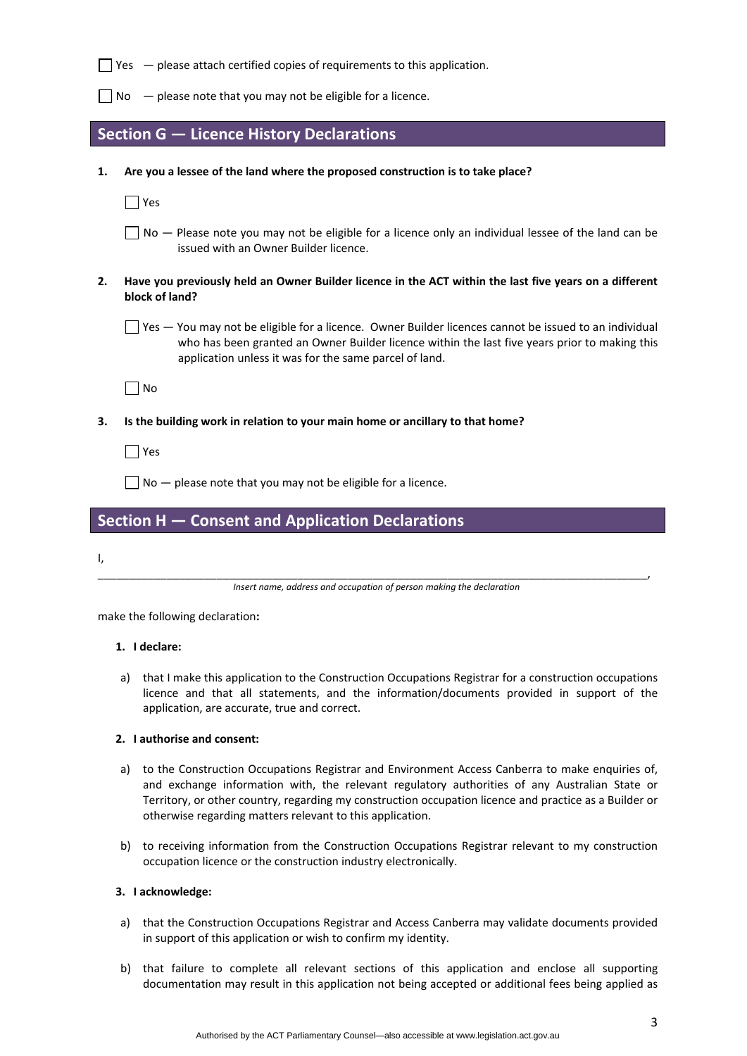☐ Yes — please attach certified copies of requirements to this application.

☐ No — please note that you may not be eligible for a licence.

## Section G — Licence History Declarations

**1. Are you a lessee of the land where the proposed construction is to take place?**

☐ Yes

☐ No — Please note you may not be eligible for a licence only an individual lessee of the land can be issued with an Owner Builder licence.

**2. Have you previously held an Owner Builder licence in the ACT within the last five years on a different block of land?**

☐ Yes — You may not be eligible for a licence. Owner Builder licences cannot be issued to an individual who has been granted an Owner Builder licence within the last five years prior to making this application unless it was for the same parcel of land.

☐ No

**3. Is the building work in relation to your main home or ancillary to that home?**

☐ Yes

☐ No — please note that you may not be eligible for a licence.

## Section H — Consent and Application Declarations

I,

_______________________________________________________________________________________,

*Insert name, address and occupation of person making the declaration*

make the following declaration**:**

**1. I declare:**

a) that I make this application to the Construction Occupations Registrar for a construction occupations licence and that all statements, and the information/documents provided in support of the application, are accurate, true and correct.

**2. I authorise and consent:**

a) to the Construction Occupations Registrar and Environment Access Canberra to make enquiries of, and exchange information with, the relevant regulatory authorities of any Australian State or Territory, or other country, regarding my construction occupation licence and practice as a Builder or otherwise regarding matters relevant to this application.

b) to receiving information from the Construction Occupations Registrar relevant to my construction occupation licence or the construction industry electronically.

**3. I acknowledge:**

a) that the Construction Occupations Registrar and Access Canberra may validate documents provided in support of this application or wish to confirm my identity.

b) that failure to complete all relevant sections of this application and enclose all supporting documentation may result in this application not being accepted or additional fees being applied as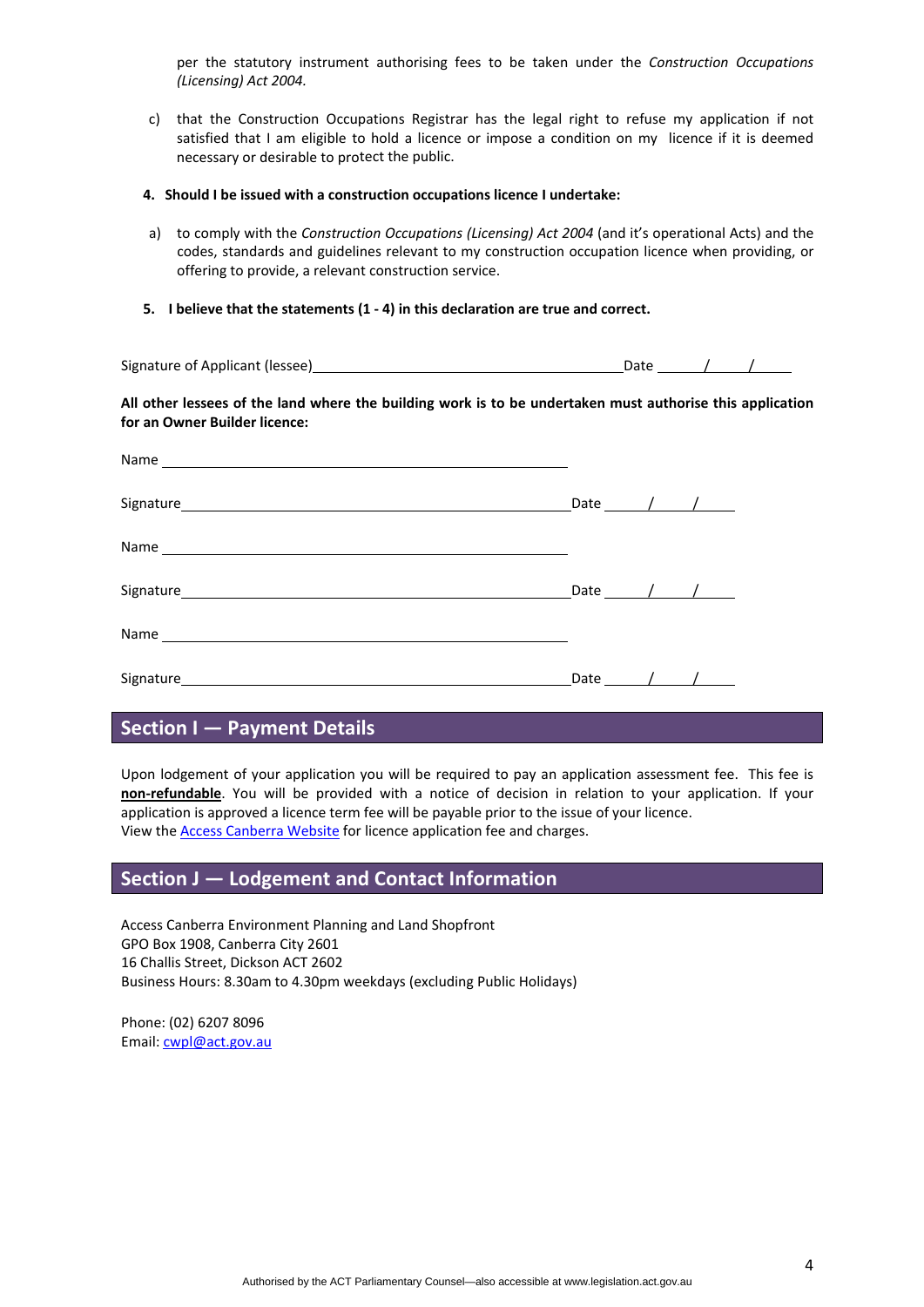per the statutory instrument authorising fees to be taken under the *Construction Occupations (Licensing) Act 2004*.

c) that the Construction Occupations Registrar has the legal right to refuse my application if not satisfied that I am eligible to hold a licence or impose a condition on my licence if it is deemed necessary or desirable to protect the public.

**4. Should I be issued with a construction occupations licence I undertake:**

a) to comply with the *Construction Occupations (Licensing) Act 2004* (and it's operational Acts) and the codes, standards and guidelines relevant to my construction occupation licence when providing, or offering to provide, a relevant construction service.

**5. I believe that the statements (1 - 4) in this declaration are true and correct.**

Signature of Applicant (lessee)\_\_\_\_\_\_\_\_\_\_\_\_\_\_\_\_\_\_\_\_\_\_\_\_\_\_\_\_ Date \_\_\_\_ / \_\_\_\_ / \_\_\_\_

**All other lessees of the land where the building work is to be undertaken must authorise this application for an Owner Builder licence:**

Name \_\_\_\_\_\_\_\_\_\_\_\_\_\_\_\_\_\_\_\_\_\_\_\_\_\_\_\_\_\_\_\_\_\_\_\_

Signature\_\_\_\_\_\_\_\_\_\_\_\_\_\_\_\_\_\_\_\_\_\_\_\_\_\_\_\_\_\_\_\_\_\_\_\_ Date \_\_\_\_ / \_\_\_\_ / \_\_\_\_

Name \_\_\_\_\_\_\_\_\_\_\_\_\_\_\_\_\_\_\_\_\_\_\_\_\_\_\_\_\_\_\_\_\_\_\_\_

Signature\_\_\_\_\_\_\_\_\_\_\_\_\_\_\_\_\_\_\_\_\_\_\_\_\_\_\_\_\_\_\_\_\_\_\_\_ Date \_\_\_\_ / \_\_\_\_ / \_\_\_\_

Name \_\_\_\_\_\_\_\_\_\_\_\_\_\_\_\_\_\_\_\_\_\_\_\_\_\_\_\_\_\_\_\_\_\_\_\_

Signature\_\_\_\_\_\_\_\_\_\_\_\_\_\_\_\_\_\_\_\_\_\_\_\_\_\_\_\_\_\_\_\_\_\_\_\_ Date \_\_\_\_ / \_\_\_\_ / \_\_\_\_

## Section I — Payment Details

Upon lodgement of your application you will be required to pay an application assessment fee. This fee is **non-refundable**. You will be provided with a notice of decision in relation to your application. If your application is approved a licence term fee will be payable prior to the issue of your licence.
View the Access Canberra Website for licence application fee and charges.

## Section J — Lodgement and Contact Information

Access Canberra Environment Planning and Land Shopfront
GPO Box 1908, Canberra City 2601
16 Challis Street, Dickson ACT 2602
Business Hours: 8.30am to 4.30pm weekdays (excluding Public Holidays)

Phone: (02) 6207 8096
Email: cwpl@act.gov.au

Authorised by the ACT Parliamentary Counsel—also accessible at www.legislation.act.gov.au